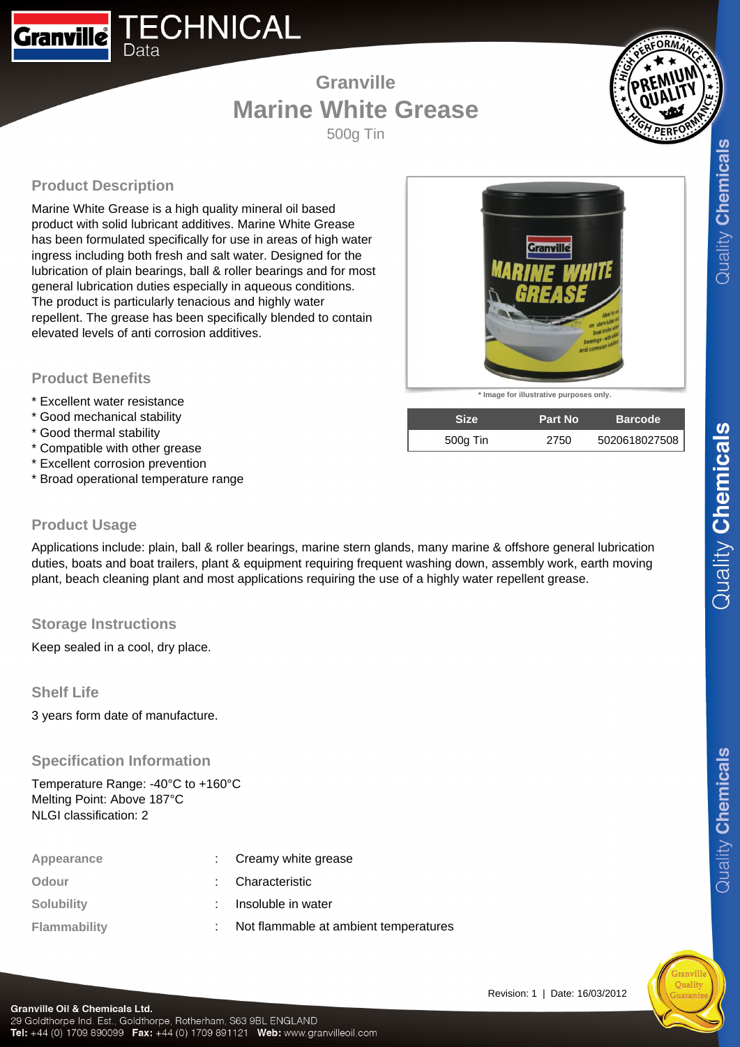# Granville TECHNICAL Data

## Granville
# Marine White Grease
500g Tin

### Product Description

Marine White Grease is a high quality mineral oil based product with solid lubricant additives. Marine White Grease has been formulated specifically for use in areas of high water ingress including both fresh and salt water. Designed for the lubrication of plain bearings, ball & roller bearings and for most general lubrication duties especially in aqueous conditions. The product is particularly tenacious and highly water repellent. The grease has been specifically blended to contain elevated levels of anti corrosion additives.

\* Image for illustrative purposes only.

| Size | Part No | Barcode |
|---|---|---|
| 500g Tin | 2750 | 5020618027508 |

### Product Benefits

* Excellent water resistance
* Good mechanical stability
* Good thermal stability
* Compatible with other grease
* Excellent corrosion prevention
* Broad operational temperature range

### Product Usage

Applications include: plain, ball & roller bearings, marine stern glands, many marine & offshore general lubrication duties, boats and boat trailers, plant & equipment requiring frequent washing down, assembly work, earth moving plant, beach cleaning plant and most applications requiring the use of a highly water repellent grease.

### Storage Instructions

Keep sealed in a cool, dry place.

### Shelf Life

3 years form date of manufacture.

### Specification Information

Temperature Range: -40°C to +160°C
Melting Point: Above 187°C
NLGI classification: 2

| | | |
|---|---|---|
| **Appearance** | : | Creamy white grease |
| **Odour** | : | Characteristic |
| **Solubility** | : | Insoluble in water |
| **Flammability** | : | Not flammable at ambient temperatures |

Revision: 1 | Date: 16/03/2012

**Granville Oil & Chemicals Ltd.**
29 Goldthorpe Ind. Est., Goldthorpe, Rotherham, S63 9BL ENGLAND
**Tel:** +44 (0) 1709 890099 **Fax:** +44 (0) 1709 891121 **Web:** www.granvilleoil.com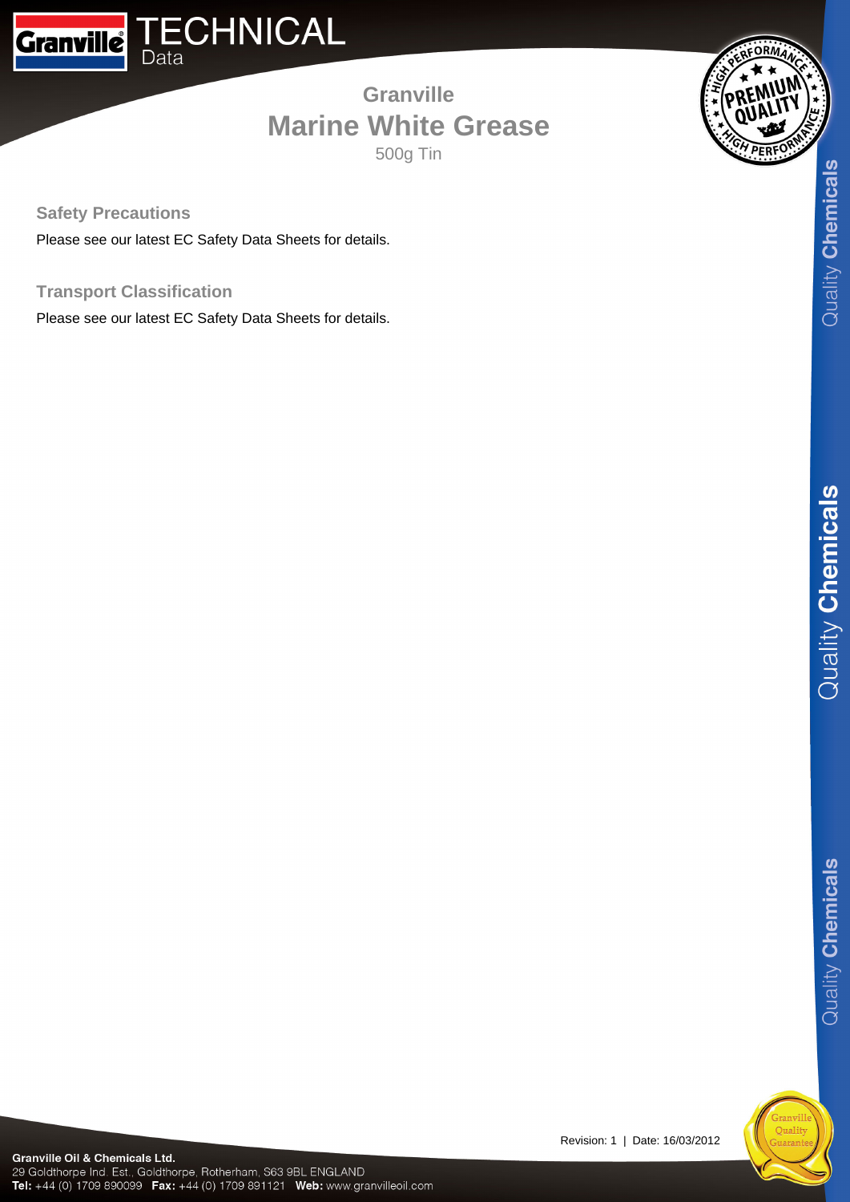## Safety Precautions

Please see our latest EC Safety Data Sheets for details.

## Transport Classification

Please see our latest EC Safety Data Sheets for details.

Revision: 1 | Date: 16/03/2012